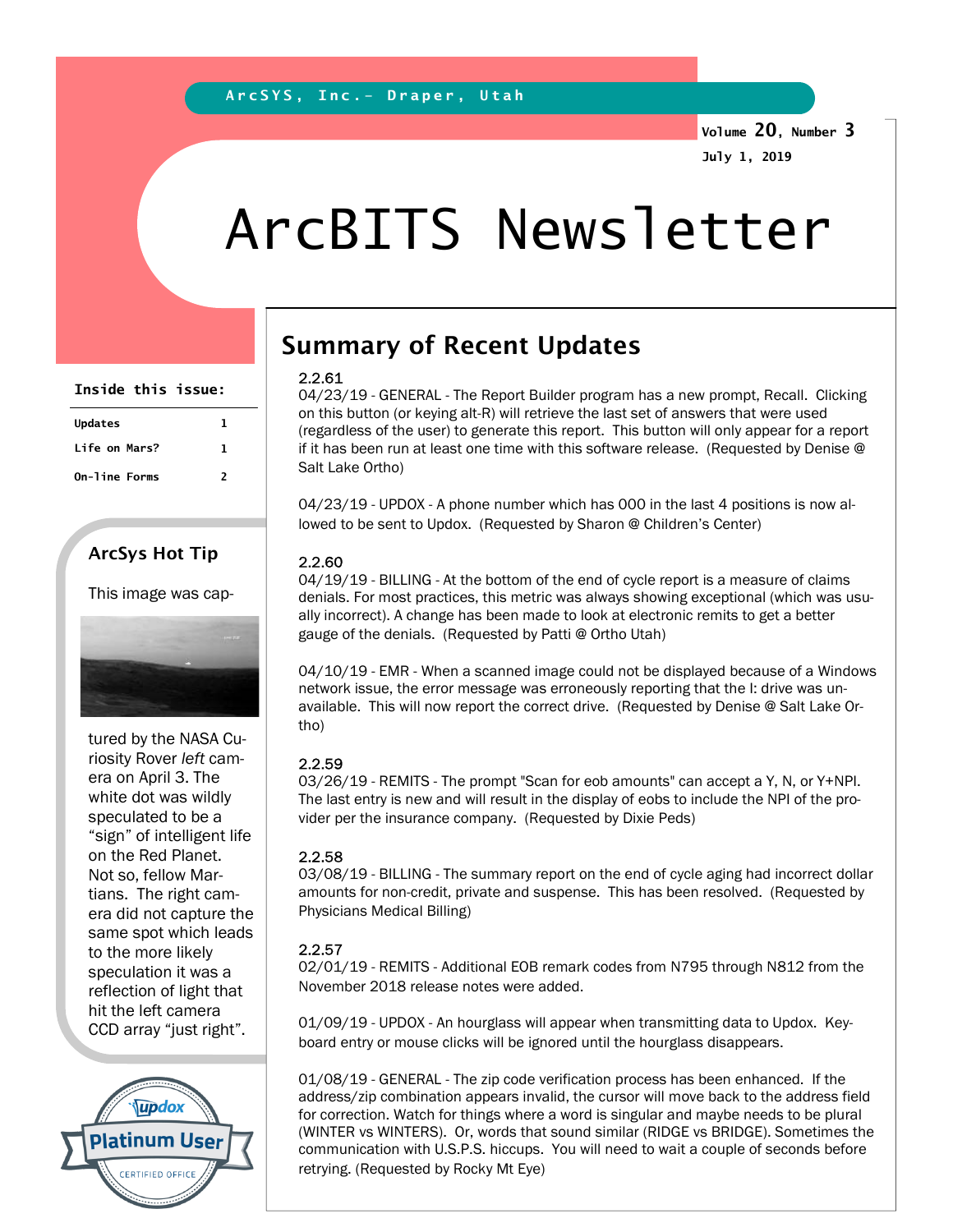ArcSYS, Inc.- Draper, Utah

Volume 20, Number 3

July 1, 2019

# ArcBITS Newsletter

**Inside this issue:**

| | |
|---|---|
| Updates | 1 |
| Life on Mars? | 1 |
| On-line Forms | 2 |

### ArcSys Hot Tip

This image was captured by the NASA Curiosity Rover *left* camera on April 3. The white dot was wildly speculated to be a "sign" of intelligent life on the Red Planet. Not so, fellow Martians. The right camera did not capture the same spot which leads to the more likely speculation it was a reflection of light that hit the left camera CCD array "just right".

## Summary of Recent Updates

**2.2.61**

04/23/19 - GENERAL - The Report Builder program has a new prompt, Recall. Clicking on this button (or keying alt-R) will retrieve the last set of answers that were used (regardless of the user) to generate this report. This button will only appear for a report if it has been run at least one time with this software release. (Requested by Denise @ Salt Lake Ortho)

04/23/19 - UPDOX - A phone number which has 000 in the last 4 positions is now allowed to be sent to Updox. (Requested by Sharon @ Children's Center)

**2.2.60**

04/19/19 - BILLING - At the bottom of the end of cycle report is a measure of claims denials. For most practices, this metric was always showing exceptional (which was usually incorrect). A change has been made to look at electronic remits to get a better gauge of the denials. (Requested by Patti @ Ortho Utah)

04/10/19 - EMR - When a scanned image could not be displayed because of a Windows network issue, the error message was erroneously reporting that the I: drive was unavailable. This will now report the correct drive. (Requested by Denise @ Salt Lake Ortho)

**2.2.59**

03/26/19 - REMITS - The prompt "Scan for eob amounts" can accept a Y, N, or Y+NPI. The last entry is new and will result in the display of eobs to include the NPI of the provider per the insurance company. (Requested by Dixie Peds)

**2.2.58**

03/08/19 - BILLING - The summary report on the end of cycle aging had incorrect dollar amounts for non-credit, private and suspense. This has been resolved. (Requested by Physicians Medical Billing)

**2.2.57**

02/01/19 - REMITS - Additional EOB remark codes from N795 through N812 from the November 2018 release notes were added.

01/09/19 - UPDOX - An hourglass will appear when transmitting data to Updox. Keyboard entry or mouse clicks will be ignored until the hourglass disappears.

01/08/19 - GENERAL - The zip code verification process has been enhanced. If the address/zip combination appears invalid, the cursor will move back to the address field for correction. Watch for things where a word is singular and maybe needs to be plural (WINTER vs WINTERS). Or, words that sound similar (RIDGE vs BRIDGE). Sometimes the communication with U.S.P.S. hiccups. You will need to wait a couple of seconds before retrying. (Requested by Rocky Mt Eye)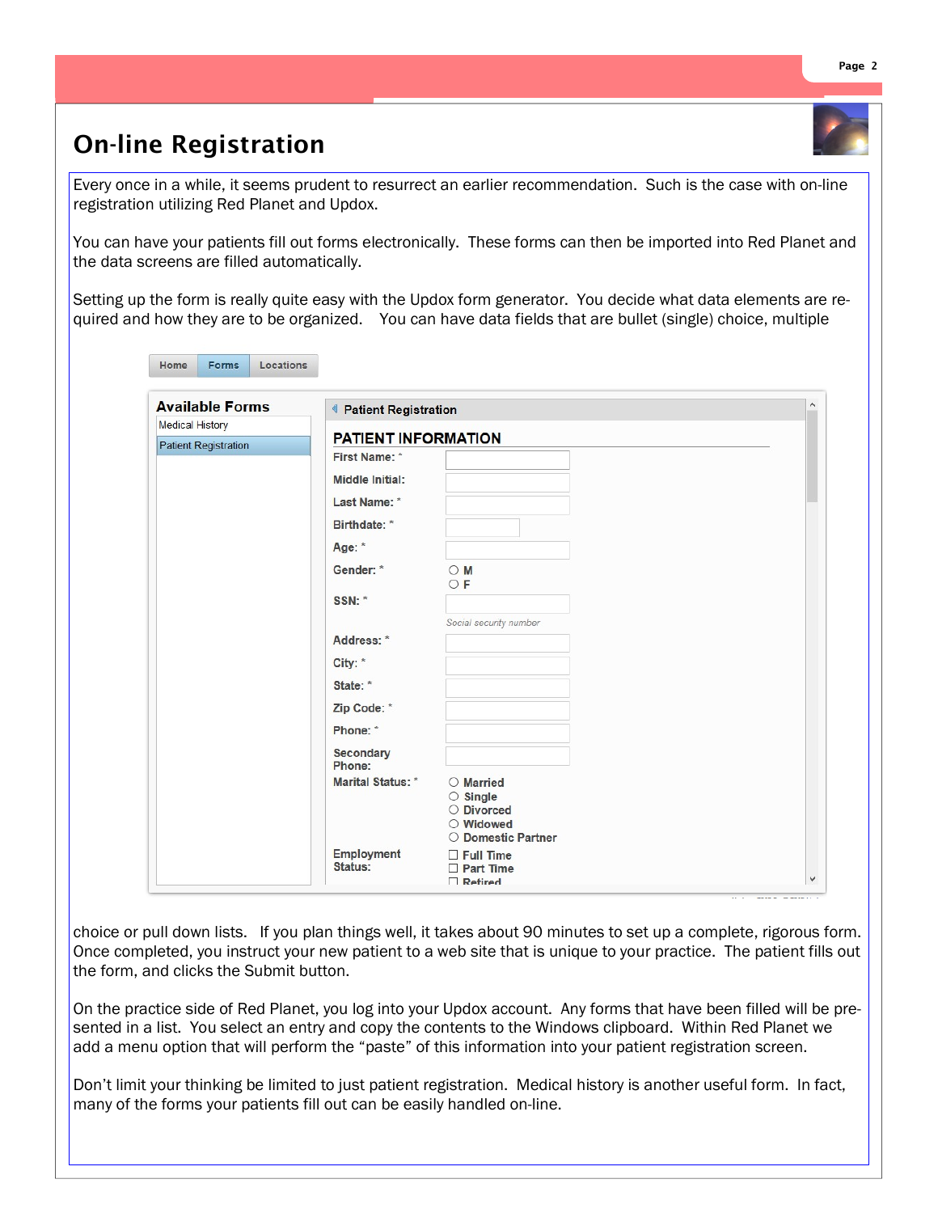# On-line Registration

Every once in a while, it seems prudent to resurrect an earlier recommendation. Such is the case with on-line registration utilizing Red Planet and Updox.

You can have your patients fill out forms electronically. These forms can then be imported into Red Planet and the data screens are filled automatically.

Setting up the form is really quite easy with the Updox form generator. You decide what data elements are required and how they are to be organized. You can have data fields that are bullet (single) choice, multiple choice or pull down lists. If you plan things well, it takes about 90 minutes to set up a complete, rigorous form. Once completed, you instruct your new patient to a web site that is unique to your practice. The patient fills out the form, and clicks the Submit button.

On the practice side of Red Planet, you log into your Updox account. Any forms that have been filled will be presented in a list. You select an entry and copy the contents to the Windows clipboard. Within Red Planet we add a menu option that will perform the "paste" of this information into your patient registration screen.

Don't limit your thinking be limited to just patient registration. Medical history is another useful form. In fact, many of the forms your patients fill out can be easily handled on-line.